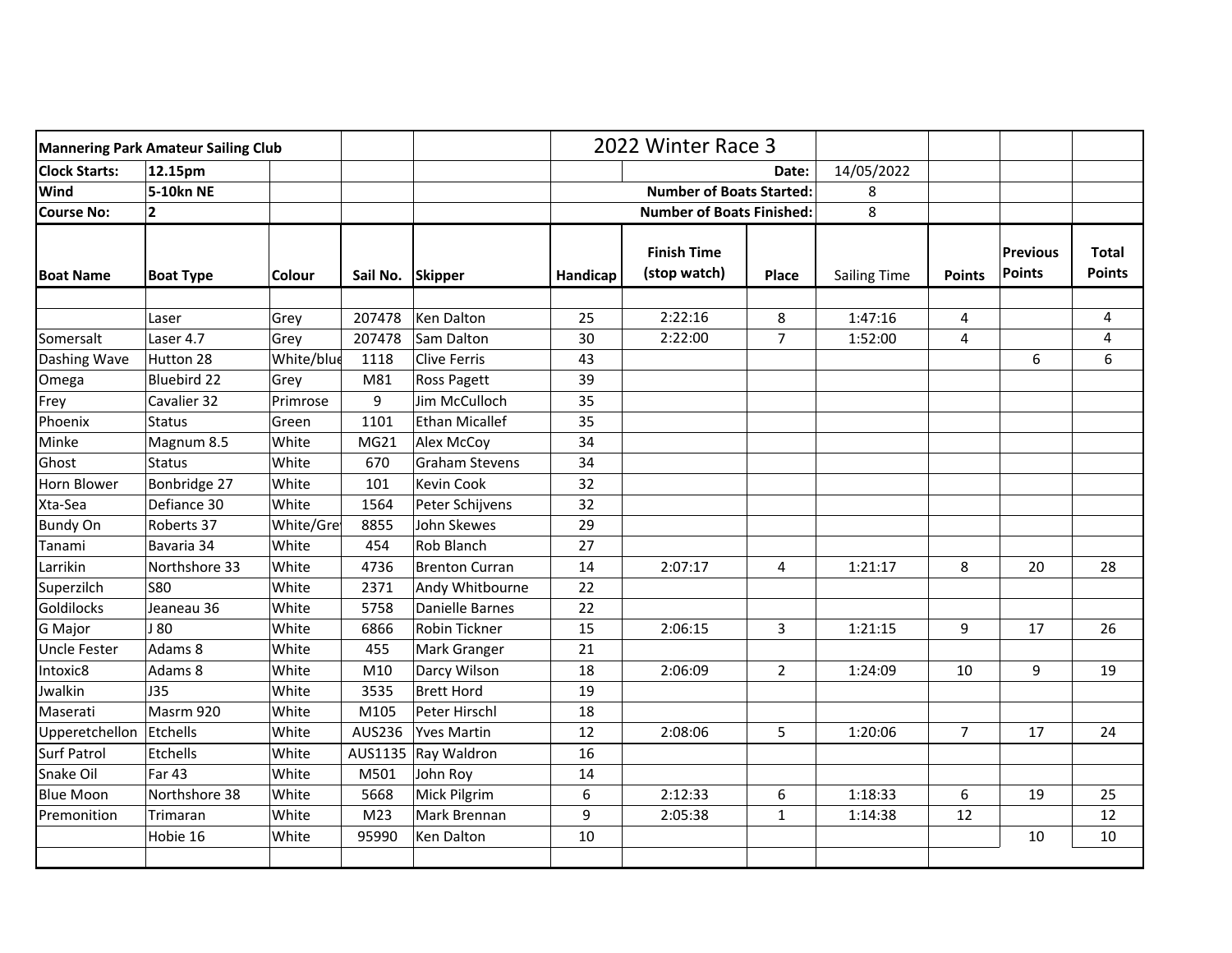| Mannering Park Amateur Sailing Club | | | | | 2022 Winter Race 3 | | | | | | |
|---|---|---|---|---|---|---|---|---|---|---|---|
| **Clock Starts:** | **12.15pm** | | | | | | **Date:** | 14/05/2022 | | | |
| **Wind** | **5-10kn NE** | | | | | **Number of Boats Started:** | | 8 | | | |
| **Course No:** | **2** | | | | | **Number of Boats Finished:** | | 8 | | | |
| **Boat Name** | **Boat Type** | **Colour** | **Sail No.** | **Skipper** | **Handicap** | **Finish Time (stop watch)** | **Place** | Sailing Time | **Points** | **Previous Points** | **Total Points** |
| | | | | | | | | | | | |
| | Laser | Grey | 207478 | Ken Dalton | 25 | 2:22:16 | 8 | 1:47:16 | 4 | | 4 |
| Somersalt | Laser 4.7 | Grey | 207478 | Sam Dalton | 30 | 2:22:00 | 7 | 1:52:00 | 4 | | 4 |
| Dashing Wave | Hutton 28 | White/blue | 1118 | Clive Ferris | 43 | | | | | 6 | 6 |
| Omega | Bluebird 22 | Grey | M81 | Ross Pagett | 39 | | | | | | |
| Frey | Cavalier 32 | Primrose | 9 | Jim McCulloch | 35 | | | | | | |
| Phoenix | Status | Green | 1101 | Ethan Micallef | 35 | | | | | | |
| Minke | Magnum 8.5 | White | MG21 | Alex McCoy | 34 | | | | | | |
| Ghost | Status | White | 670 | Graham Stevens | 34 | | | | | | |
| Horn Blower | Bonbridge 27 | White | 101 | Kevin Cook | 32 | | | | | | |
| Xta-Sea | Defiance 30 | White | 1564 | Peter Schijvens | 32 | | | | | | |
| Bundy On | Roberts 37 | White/Grey | 8855 | John Skewes | 29 | | | | | | |
| Tanami | Bavaria 34 | White | 454 | Rob Blanch | 27 | | | | | | |
| Larrikin | Northshore 33 | White | 4736 | Brenton Curran | 14 | 2:07:17 | 4 | 1:21:17 | 8 | 20 | 28 |
| Superzilch | S80 | White | 2371 | Andy Whitbourne | 22 | | | | | | |
| Goldilocks | Jeaneau 36 | White | 5758 | Danielle Barnes | 22 | | | | | | |
| G Major | J 80 | White | 6866 | Robin Tickner | 15 | 2:06:15 | 3 | 1:21:15 | 9 | 17 | 26 |
| Uncle Fester | Adams 8 | White | 455 | Mark Granger | 21 | | | | | | |
| Intoxic8 | Adams 8 | White | M10 | Darcy Wilson | 18 | 2:06:09 | 2 | 1:24:09 | 10 | 9 | 19 |
| Jwalkin | J35 | White | 3535 | Brett Hord | 19 | | | | | | |
| Maserati | Masrm 920 | White | M105 | Peter Hirschl | 18 | | | | | | |
| Upperetchellon | Etchells | White | AUS236 | Yves Martin | 12 | 2:08:06 | 5 | 1:20:06 | 7 | 17 | 24 |
| Surf Patrol | Etchells | White | AUS1135 | Ray Waldron | 16 | | | | | | |
| Snake Oil | Far 43 | White | M501 | John Roy | 14 | | | | | | |
| Blue Moon | Northshore 38 | White | 5668 | Mick Pilgrim | 6 | 2:12:33 | 6 | 1:18:33 | 6 | 19 | 25 |
| Premonition | Trimaran | White | M23 | Mark Brennan | 9 | 2:05:38 | 1 | 1:14:38 | 12 | | 12 |
| | Hobie 16 | White | 95990 | Ken Dalton | 10 | | | | | 10 | 10 |
| | | | | | | | | | | | |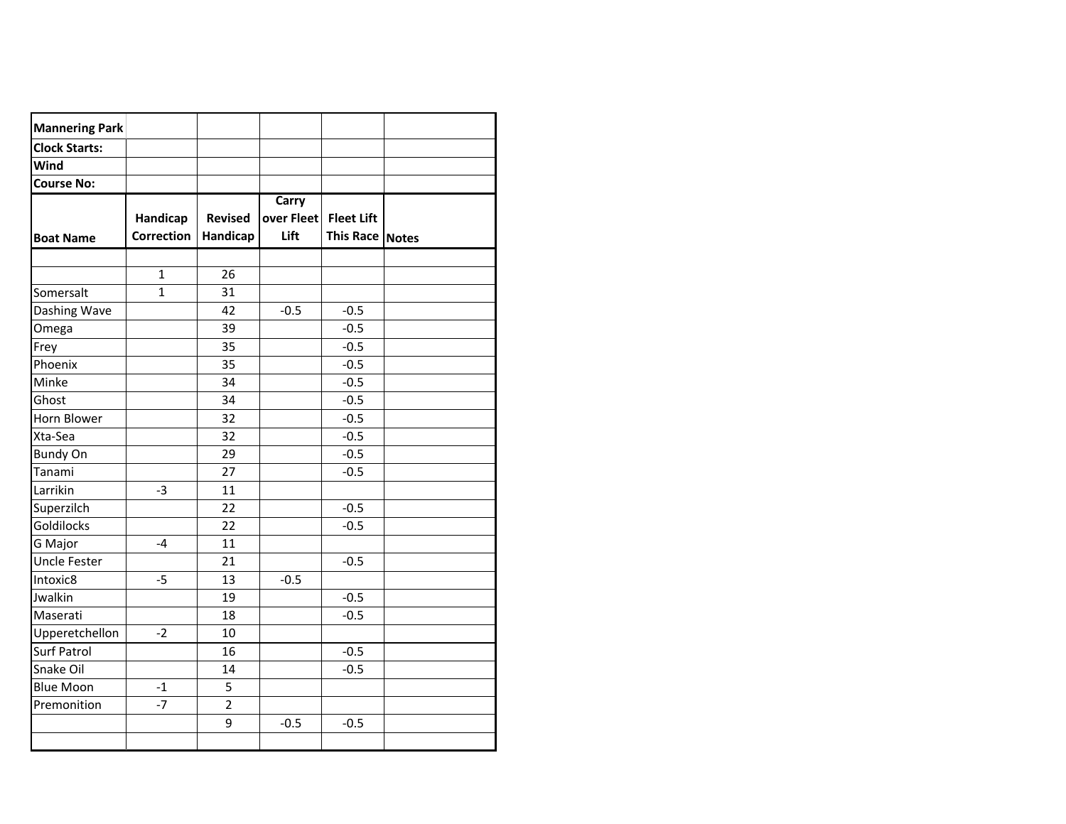| | | | | | |
|---|---|---|---|---|---|
| **Mannering Park** | | | | | |
| **Clock Starts:** | | | | | |
| **Wind** | | | | | |
| **Course No:** | | | | | |
| **Boat Name** | **Handicap Correction** | **Revised Handicap** | **Carry over Fleet Lift** | **Fleet Lift This Race** | **Notes** |
| | | | | | |
| | 1 | 26 | | | |
| Somersalt | 1 | 31 | | | |
| Dashing Wave | | 42 | -0.5 | -0.5 | |
| Omega | | 39 | | -0.5 | |
| Frey | | 35 | | -0.5 | |
| Phoenix | | 35 | | -0.5 | |
| Minke | | 34 | | -0.5 | |
| Ghost | | 34 | | -0.5 | |
| Horn Blower | | 32 | | -0.5 | |
| Xta-Sea | | 32 | | -0.5 | |
| Bundy On | | 29 | | -0.5 | |
| Tanami | | 27 | | -0.5 | |
| Larrikin | -3 | 11 | | | |
| Superzilch | | 22 | | -0.5 | |
| Goldilocks | | 22 | | -0.5 | |
| G Major | -4 | 11 | | | |
| Uncle Fester | | 21 | | -0.5 | |
| Intoxic8 | -5 | 13 | -0.5 | | |
| Jwalkin | | 19 | | -0.5 | |
| Maserati | | 18 | | -0.5 | |
| Upperetchellon | -2 | 10 | | | |
| Surf Patrol | | 16 | | -0.5 | |
| Snake Oil | | 14 | | -0.5 | |
| Blue Moon | -1 | 5 | | | |
| Premonition | -7 | 2 | | | |
| | | 9 | -0.5 | -0.5 | |
| | | | | | |